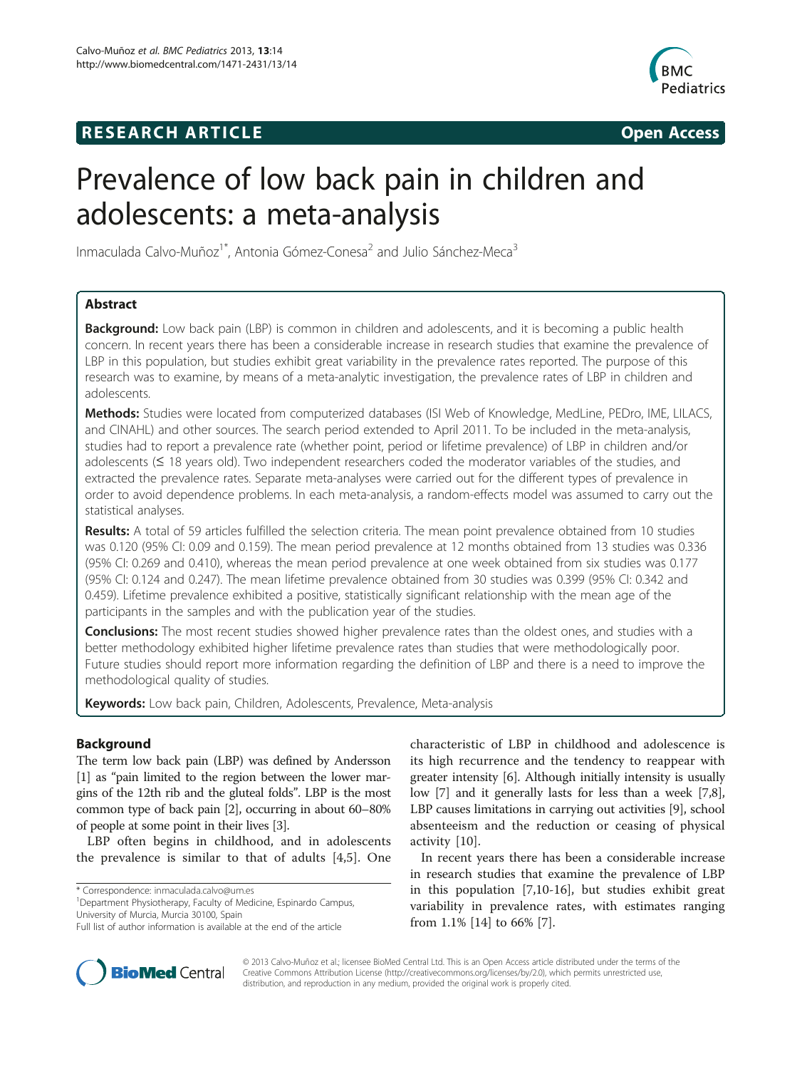**RESEARCH ARTICLE** **Open Access**

# Prevalence of low back pain in children and adolescents: a meta-analysis

Inmaculada Calvo-Muñoz[1*], Antonia Gómez-Conesa[2] and Julio Sánchez-Meca[3]

## Abstract

**Background:** Low back pain (LBP) is common in children and adolescents, and it is becoming a public health concern. In recent years there has been a considerable increase in research studies that examine the prevalence of LBP in this population, but studies exhibit great variability in the prevalence rates reported. The purpose of this research was to examine, by means of a meta-analytic investigation, the prevalence rates of LBP in children and adolescents.

**Methods:** Studies were located from computerized databases (ISI Web of Knowledge, MedLine, PEDro, IME, LILACS, and CINAHL) and other sources. The search period extended to April 2011. To be included in the meta-analysis, studies had to report a prevalence rate (whether point, period or lifetime prevalence) of LBP in children and/or adolescents (≤ 18 years old). Two independent researchers coded the moderator variables of the studies, and extracted the prevalence rates. Separate meta-analyses were carried out for the different types of prevalence in order to avoid dependence problems. In each meta-analysis, a random-effects model was assumed to carry out the statistical analyses.

**Results:** A total of 59 articles fulfilled the selection criteria. The mean point prevalence obtained from 10 studies was 0.120 (95% CI: 0.09 and 0.159). The mean period prevalence at 12 months obtained from 13 studies was 0.336 (95% CI: 0.269 and 0.410), whereas the mean period prevalence at one week obtained from six studies was 0.177 (95% CI: 0.124 and 0.247). The mean lifetime prevalence obtained from 30 studies was 0.399 (95% CI: 0.342 and 0.459). Lifetime prevalence exhibited a positive, statistically significant relationship with the mean age of the participants in the samples and with the publication year of the studies.

**Conclusions:** The most recent studies showed higher prevalence rates than the oldest ones, and studies with a better methodology exhibited higher lifetime prevalence rates than studies that were methodologically poor. Future studies should report more information regarding the definition of LBP and there is a need to improve the methodological quality of studies.

**Keywords:** Low back pain, Children, Adolescents, Prevalence, Meta-analysis

## Background

The term low back pain (LBP) was defined by Andersson [1] as "pain limited to the region between the lower margins of the 12th rib and the gluteal folds". LBP is the most common type of back pain [2], occurring in about 60–80% of people at some point in their lives [3].

LBP often begins in childhood, and in adolescents the prevalence is similar to that of adults [4,5]. One characteristic of LBP in childhood and adolescence is its high recurrence and the tendency to reappear with greater intensity [6]. Although initially intensity is usually low [7] and it generally lasts for less than a week [7,8], LBP causes limitations in carrying out activities [9], school absenteeism and the reduction or ceasing of physical activity [10].

In recent years there has been a considerable increase in research studies that examine the prevalence of LBP in this population [7,10-16], but studies exhibit great variability in prevalence rates, with estimates ranging from 1.1% [14] to 66% [7].

* Correspondence: inmaculada.calvo@um.es
[1]Department Physiotherapy, Faculty of Medicine, Espinardo Campus, University of Murcia, Murcia 30100, Spain
Full list of author information is available at the end of the article

© 2013 Calvo-Muñoz et al.; licensee BioMed Central Ltd. This is an Open Access article distributed under the terms of the Creative Commons Attribution License (http://creativecommons.org/licenses/by/2.0), which permits unrestricted use, distribution, and reproduction in any medium, provided the original work is properly cited.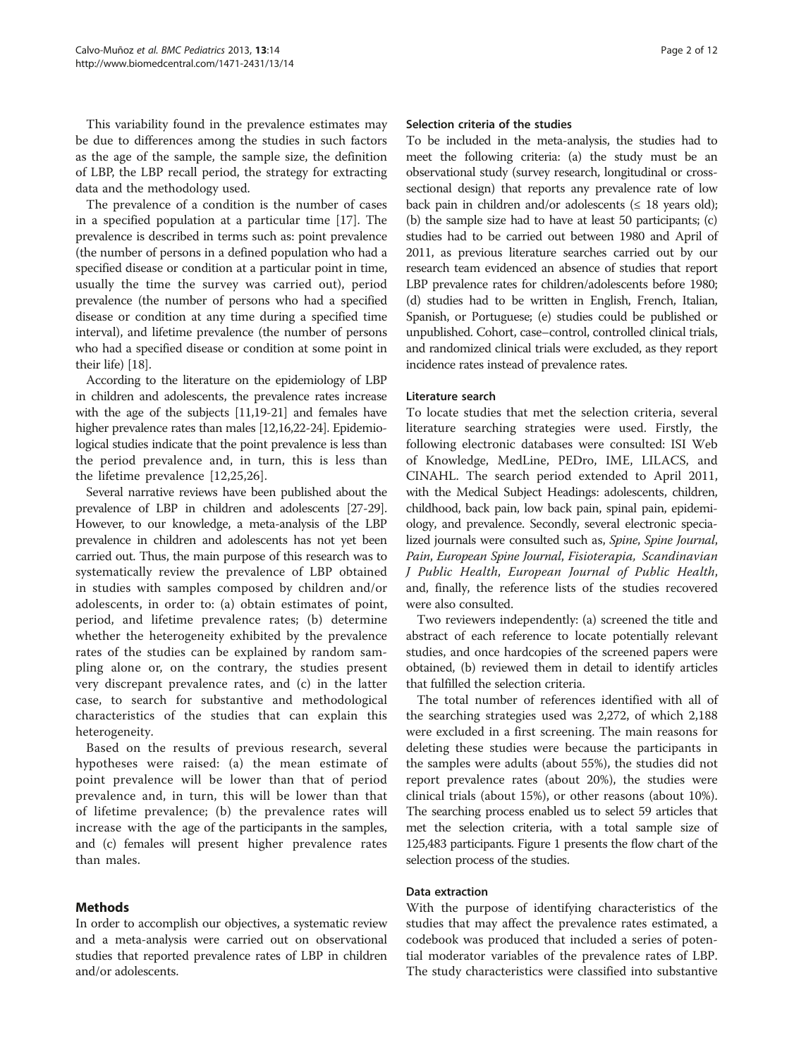This variability found in the prevalence estimates may be due to differences among the studies in such factors as the age of the sample, the sample size, the definition of LBP, the LBP recall period, the strategy for extracting data and the methodology used.

The prevalence of a condition is the number of cases in a specified population at a particular time [17]. The prevalence is described in terms such as: point prevalence (the number of persons in a defined population who had a specified disease or condition at a particular point in time, usually the time the survey was carried out), period prevalence (the number of persons who had a specified disease or condition at any time during a specified time interval), and lifetime prevalence (the number of persons who had a specified disease or condition at some point in their life) [18].

According to the literature on the epidemiology of LBP in children and adolescents, the prevalence rates increase with the age of the subjects [11,19-21] and females have higher prevalence rates than males [12,16,22-24]. Epidemiological studies indicate that the point prevalence is less than the period prevalence and, in turn, this is less than the lifetime prevalence [12,25,26].

Several narrative reviews have been published about the prevalence of LBP in children and adolescents [27-29]. However, to our knowledge, a meta-analysis of the LBP prevalence in children and adolescents has not yet been carried out. Thus, the main purpose of this research was to systematically review the prevalence of LBP obtained in studies with samples composed by children and/or adolescents, in order to: (a) obtain estimates of point, period, and lifetime prevalence rates; (b) determine whether the heterogeneity exhibited by the prevalence rates of the studies can be explained by random sampling alone or, on the contrary, the studies present very discrepant prevalence rates, and (c) in the latter case, to search for substantive and methodological characteristics of the studies that can explain this heterogeneity.

Based on the results of previous research, several hypotheses were raised: (a) the mean estimate of point prevalence will be lower than that of period prevalence and, in turn, this will be lower than that of lifetime prevalence; (b) the prevalence rates will increase with the age of the participants in the samples, and (c) females will present higher prevalence rates than males.

## Methods

In order to accomplish our objectives, a systematic review and a meta-analysis were carried out on observational studies that reported prevalence rates of LBP in children and/or adolescents.

### Selection criteria of the studies

To be included in the meta-analysis, the studies had to meet the following criteria: (a) the study must be an observational study (survey research, longitudinal or cross-sectional design) that reports any prevalence rate of low back pain in children and/or adolescents (≤ 18 years old); (b) the sample size had to have at least 50 participants; (c) studies had to be carried out between 1980 and April of 2011, as previous literature searches carried out by our research team evidenced an absence of studies that report LBP prevalence rates for children/adolescents before 1980; (d) studies had to be written in English, French, Italian, Spanish, or Portuguese; (e) studies could be published or unpublished. Cohort, case–control, controlled clinical trials, and randomized clinical trials were excluded, as they report incidence rates instead of prevalence rates.

### Literature search

To locate studies that met the selection criteria, several literature searching strategies were used. Firstly, the following electronic databases were consulted: ISI Web of Knowledge, MedLine, PEDro, IME, LILACS, and CINAHL. The search period extended to April 2011, with the Medical Subject Headings: adolescents, children, childhood, back pain, low back pain, spinal pain, epidemiology, and prevalence. Secondly, several electronic specialized journals were consulted such as, *Spine*, *Spine Journal*, *Pain*, *European Spine Journal*, *Fisioterapia*, *Scandinavian J Public Health*, *European Journal of Public Health*, and, finally, the reference lists of the studies recovered were also consulted.

Two reviewers independently: (a) screened the title and abstract of each reference to locate potentially relevant studies, and once hardcopies of the screened papers were obtained, (b) reviewed them in detail to identify articles that fulfilled the selection criteria.

The total number of references identified with all of the searching strategies used was 2,272, of which 2,188 were excluded in a first screening. The main reasons for deleting these studies were because the participants in the samples were adults (about 55%), the studies did not report prevalence rates (about 20%), the studies were clinical trials (about 15%), or other reasons (about 10%). The searching process enabled us to select 59 articles that met the selection criteria, with a total sample size of 125,483 participants. Figure 1 presents the flow chart of the selection process of the studies.

### Data extraction

With the purpose of identifying characteristics of the studies that may affect the prevalence rates estimated, a codebook was produced that included a series of potential moderator variables of the prevalence rates of LBP. The study characteristics were classified into substantive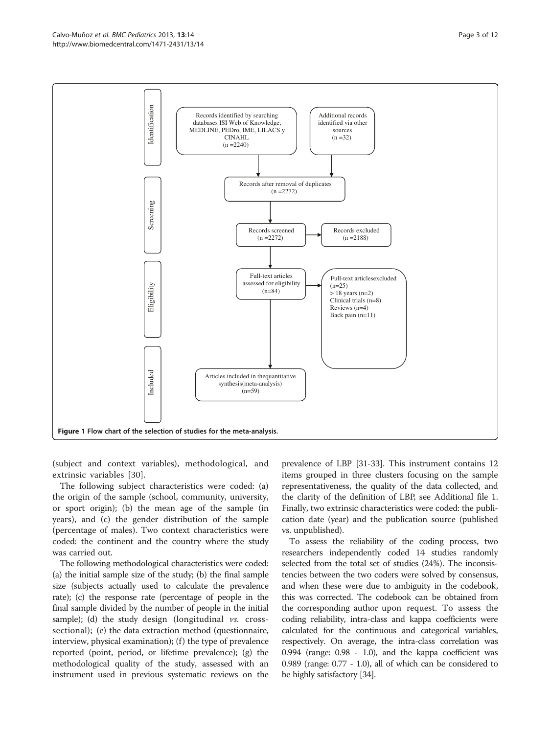Identification

Records identified by searching databases ISI Web of Knowledge, MEDLINE, PEDro, IME, LILACS y CINAHL (n =2240)

Additional records identified via other sources (n =32)

Screening

Records after removal of duplicates (n =2272)

Records screened (n =2272)

Records excluded (n =2188)

Eligibility

Full-text articles assessed for eligibility (n=84)

Full-text articlesexcluded (n=25)
> 18 years (n=2)
Clinical trials (n=8)
Reviews (n=4)
Back pain (n=11)

Included

Articles included in thequantitative synthesis(meta-analysis) (n=59)

**Figure 1 Flow chart of the selection of studies for the meta-analysis.**

(subject and context variables), methodological, and extrinsic variables [30].

The following subject characteristics were coded: (a) the origin of the sample (school, community, university, or sport origin); (b) the mean age of the sample (in years), and (c) the gender distribution of the sample (percentage of males). Two context characteristics were coded: the continent and the country where the study was carried out.

The following methodological characteristics were coded: (a) the initial sample size of the study; (b) the final sample size (subjects actually used to calculate the prevalence rate); (c) the response rate (percentage of people in the final sample divided by the number of people in the initial sample); (d) the study design (longitudinal *vs.* cross-sectional); (e) the data extraction method (questionnaire, interview, physical examination); (f) the type of prevalence reported (point, period, or lifetime prevalence); (g) the methodological quality of the study, assessed with an instrument used in previous systematic reviews on the prevalence of LBP [31-33]. This instrument contains 12 items grouped in three clusters focusing on the sample representativeness, the quality of the data collected, and the clarity of the definition of LBP, see Additional file 1. Finally, two extrinsic characteristics were coded: the publication date (year) and the publication source (published vs. unpublished).

To assess the reliability of the coding process, two researchers independently coded 14 studies randomly selected from the total set of studies (24%). The inconsistencies between the two coders were solved by consensus, and when these were due to ambiguity in the codebook, this was corrected. The codebook can be obtained from the corresponding author upon request. To assess the coding reliability, intra-class and kappa coefficients were calculated for the continuous and categorical variables, respectively. On average, the intra-class correlation was 0.994 (range: 0.98 - 1.0), and the kappa coefficient was 0.989 (range: 0.77 - 1.0), all of which can be considered to be highly satisfactory [34].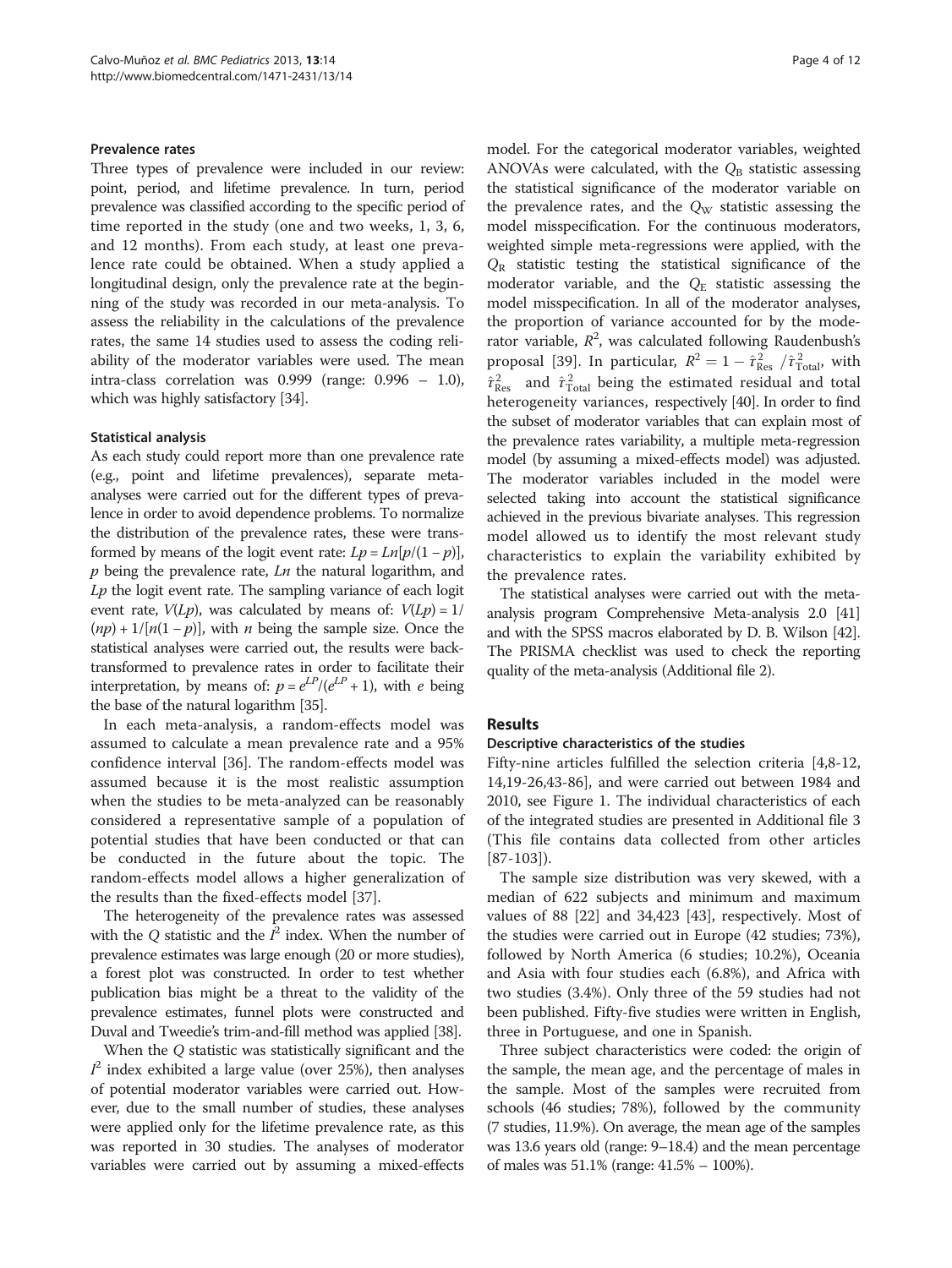### Prevalence rates

Three types of prevalence were included in our review: point, period, and lifetime prevalence. In turn, period prevalence was classified according to the specific period of time reported in the study (one and two weeks, 1, 3, 6, and 12 months). From each study, at least one prevalence rate could be obtained. When a study applied a longitudinal design, only the prevalence rate at the beginning of the study was recorded in our meta-analysis. To assess the reliability in the calculations of the prevalence rates, the same 14 studies used to assess the coding reliability of the moderator variables were used. The mean intra-class correlation was 0.999 (range: 0.996 – 1.0), which was highly satisfactory [34].

### Statistical analysis

As each study could report more than one prevalence rate (e.g., point and lifetime prevalences), separate meta-analyses were carried out for the different types of prevalence in order to avoid dependence problems. To normalize the distribution of the prevalence rates, these were transformed by means of the logit event rate: $Lp = Ln[p/(1-p)]$, $p$ being the prevalence rate, $Ln$ the natural logarithm, and $Lp$ the logit event rate. The sampling variance of each logit event rate, $V(Lp)$, was calculated by means of: $V(Lp) = 1/(np) + 1/[n(1-p)]$, with $n$ being the sample size. Once the statistical analyses were carried out, the results were back-transformed to prevalence rates in order to facilitate their interpretation, by means of: $p = e^{LP}/(e^{LP}+1)$, with $e$ being the base of the natural logarithm [35].

In each meta-analysis, a random-effects model was assumed to calculate a mean prevalence rate and a 95% confidence interval [36]. The random-effects model was assumed because it is the most realistic assumption when the studies to be meta-analyzed can be reasonably considered a representative sample of a population of potential studies that have been conducted or that can be conducted in the future about the topic. The random-effects model allows a higher generalization of the results than the fixed-effects model [37].

The heterogeneity of the prevalence rates was assessed with the $Q$ statistic and the $I^2$ index. When the number of prevalence estimates was large enough (20 or more studies), a forest plot was constructed. In order to test whether publication bias might be a threat to the validity of the prevalence estimates, funnel plots were constructed and Duval and Tweedie's trim-and-fill method was applied [38].

When the $Q$ statistic was statistically significant and the $I^2$ index exhibited a large value (over 25%), then analyses of potential moderator variables were carried out. However, due to the small number of studies, these analyses were applied only for the lifetime prevalence rate, as this was reported in 30 studies. The analyses of moderator variables were carried out by assuming a mixed-effects model. For the categorical moderator variables, weighted ANOVAs were calculated, with the $Q_B$ statistic assessing the statistical significance of the moderator variable on the prevalence rates, and the $Q_W$ statistic assessing the model misspecification. For the continuous moderators, weighted simple meta-regressions were applied, with the $Q_R$ statistic testing the statistical significance of the moderator variable, and the $Q_E$ statistic assessing the model misspecification. In all of the moderator analyses, the proportion of variance accounted for by the moderator variable, $R^2$, was calculated following Raudenbush's proposal [39]. In particular, $R^2 = 1 - \hat{\tau}^2_{\text{Res}}/\hat{\tau}^2_{\text{Total}}$, with $\hat{\tau}^2_{\text{Res}}$ and $\hat{\tau}^2_{\text{Total}}$ being the estimated residual and total heterogeneity variances, respectively [40]. In order to find the subset of moderator variables that can explain most of the prevalence rates variability, a multiple meta-regression model (by assuming a mixed-effects model) was adjusted. The moderator variables included in the model were selected taking into account the statistical significance achieved in the previous bivariate analyses. This regression model allowed us to identify the most relevant study characteristics to explain the variability exhibited by the prevalence rates.

The statistical analyses were carried out with the meta-analysis program Comprehensive Meta-analysis 2.0 [41] and with the SPSS macros elaborated by D. B. Wilson [42]. The PRISMA checklist was used to check the reporting quality of the meta-analysis (Additional file 2).

## Results

### Descriptive characteristics of the studies

Fifty-nine articles fulfilled the selection criteria [4,8-12, 14,19-26,43-86], and were carried out between 1984 and 2010, see Figure 1. The individual characteristics of each of the integrated studies are presented in Additional file 3 (This file contains data collected from other articles [87-103]).

The sample size distribution was very skewed, with a median of 622 subjects and minimum and maximum values of 88 [22] and 34,423 [43], respectively. Most of the studies were carried out in Europe (42 studies; 73%), followed by North America (6 studies; 10.2%), Oceania and Asia with four studies each (6.8%), and Africa with two studies (3.4%). Only three of the 59 studies had not been published. Fifty-five studies were written in English, three in Portuguese, and one in Spanish.

Three subject characteristics were coded: the origin of the sample, the mean age, and the percentage of males in the sample. Most of the samples were recruited from schools (46 studies; 78%), followed by the community (7 studies, 11.9%). On average, the mean age of the samples was 13.6 years old (range: 9–18.4) and the mean percentage of males was 51.1% (range: 41.5% – 100%).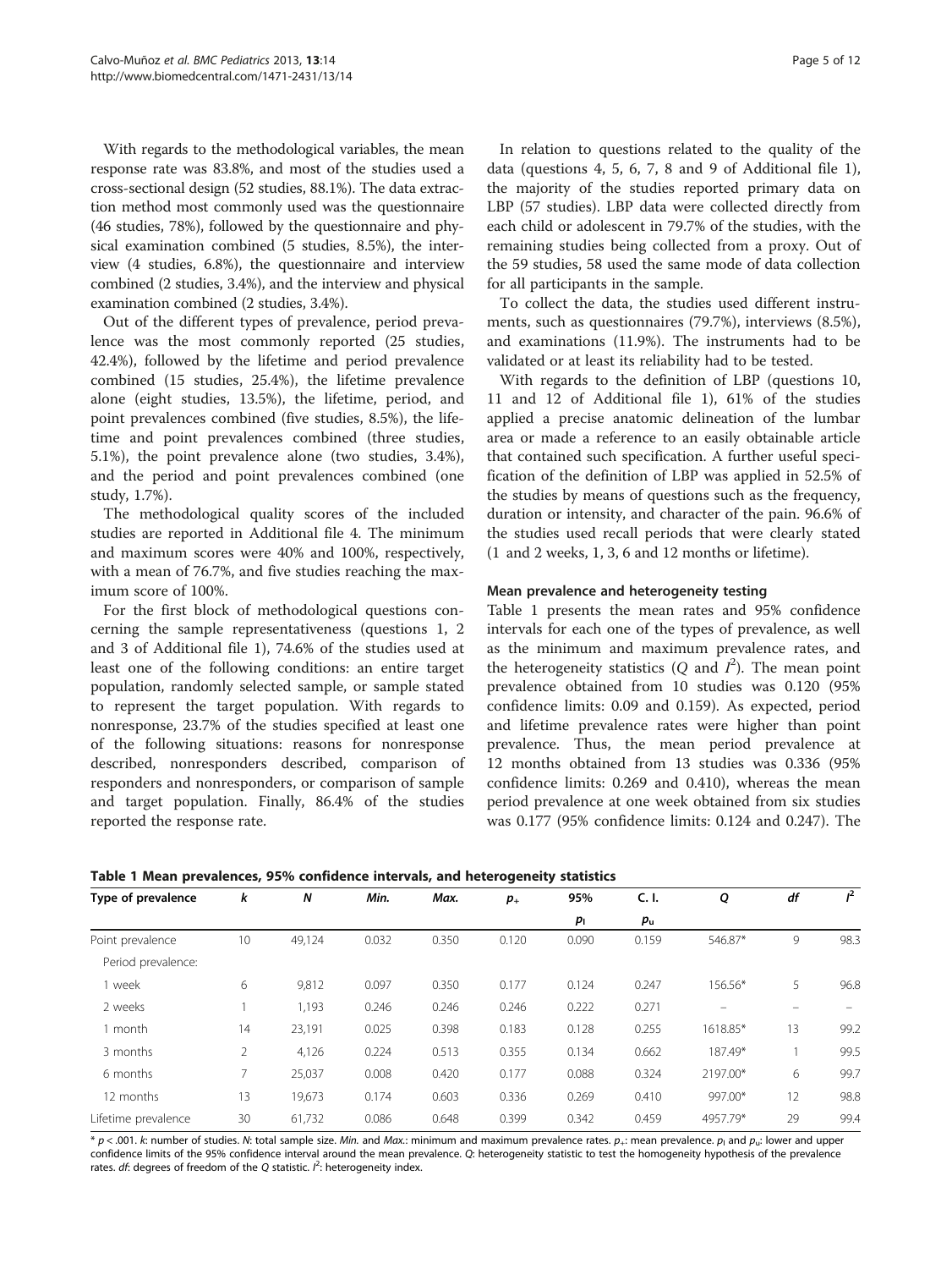With regards to the methodological variables, the mean response rate was 83.8%, and most of the studies used a cross-sectional design (52 studies, 88.1%). The data extraction method most commonly used was the questionnaire (46 studies, 78%), followed by the questionnaire and physical examination combined (5 studies, 8.5%), the interview (4 studies, 6.8%), the questionnaire and interview combined (2 studies, 3.4%), and the interview and physical examination combined (2 studies, 3.4%).

Out of the different types of prevalence, period prevalence was the most commonly reported (25 studies, 42.4%), followed by the lifetime and period prevalence combined (15 studies, 25.4%), the lifetime prevalence alone (eight studies, 13.5%), the lifetime, period, and point prevalences combined (five studies, 8.5%), the lifetime and point prevalences combined (three studies, 5.1%), the point prevalence alone (two studies, 3.4%), and the period and point prevalences combined (one study, 1.7%).

The methodological quality scores of the included studies are reported in Additional file 4. The minimum and maximum scores were 40% and 100%, respectively, with a mean of 76.7%, and five studies reaching the maximum score of 100%.

For the first block of methodological questions concerning the sample representativeness (questions 1, 2 and 3 of Additional file 1), 74.6% of the studies used at least one of the following conditions: an entire target population, randomly selected sample, or sample stated to represent the target population. With regards to nonresponse, 23.7% of the studies specified at least one of the following situations: reasons for nonresponse described, nonresponders described, comparison of responders and nonresponders, or comparison of sample and target population. Finally, 86.4% of the studies reported the response rate.

In relation to questions related to the quality of the data (questions 4, 5, 6, 7, 8 and 9 of Additional file 1), the majority of the studies reported primary data on LBP (57 studies). LBP data were collected directly from each child or adolescent in 79.7% of the studies, with the remaining studies being collected from a proxy. Out of the 59 studies, 58 used the same mode of data collection for all participants in the sample.

To collect the data, the studies used different instruments, such as questionnaires (79.7%), interviews (8.5%), and examinations (11.9%). The instruments had to be validated or at least its reliability had to be tested.

With regards to the definition of LBP (questions 10, 11 and 12 of Additional file 1), 61% of the studies applied a precise anatomic delineation of the lumbar area or made a reference to an easily obtainable article that contained such specification. A further useful specification of the definition of LBP was applied in 52.5% of the studies by means of questions such as the frequency, duration or intensity, and character of the pain. 96.6% of the studies used recall periods that were clearly stated (1 and 2 weeks, 1, 3, 6 and 12 months or lifetime).

### Mean prevalence and heterogeneity testing

Table 1 presents the mean rates and 95% confidence intervals for each one of the types of prevalence, as well as the minimum and maximum prevalence rates, and the heterogeneity statistics ($Q$ and $I^2$). The mean point prevalence obtained from 10 studies was 0.120 (95% confidence limits: 0.09 and 0.159). As expected, period and lifetime prevalence rates were higher than point prevalence. Thus, the mean period prevalence at 12 months obtained from 13 studies was 0.336 (95% confidence limits: 0.269 and 0.410), whereas the mean period prevalence at one week obtained from six studies was 0.177 (95% confidence limits: 0.124 and 0.247). The

**Table 1 Mean prevalences, 95% confidence intervals, and heterogeneity statistics**

| Type of prevalence | $k$ | $N$ | *Min.* | *Max.* | $p_+$ | 95% C. I. | | $Q$ | $df$ | $I^2$ |
|---|---|---|---|---|---|---|---|---|---|---|
| | | | | | | $p_l$ | $p_u$ | | | |
| Point prevalence | 10 | 49,124 | 0.032 | 0.350 | 0.120 | 0.090 | 0.159 | 546.87* | 9 | 98.3 |
| Period prevalence: | | | | | | | | | | |
| 1 week | 6 | 9,812 | 0.097 | 0.350 | 0.177 | 0.124 | 0.247 | 156.56* | 5 | 96.8 |
| 2 weeks | 1 | 1,193 | 0.246 | 0.246 | 0.246 | 0.222 | 0.271 | – | – | – |
| 1 month | 14 | 23,191 | 0.025 | 0.398 | 0.183 | 0.128 | 0.255 | 1618.85* | 13 | 99.2 |
| 3 months | 2 | 4,126 | 0.224 | 0.513 | 0.355 | 0.134 | 0.662 | 187.49* | 1 | 99.5 |
| 6 months | 7 | 25,037 | 0.008 | 0.420 | 0.177 | 0.088 | 0.324 | 2197.00* | 6 | 99.7 |
| 12 months | 13 | 19,673 | 0.174 | 0.603 | 0.336 | 0.269 | 0.410 | 997.00* | 12 | 98.8 |
| Lifetime prevalence | 30 | 61,732 | 0.086 | 0.648 | 0.399 | 0.342 | 0.459 | 4957.79* | 29 | 99.4 |

\* $p < .001$. $k$: number of studies. $N$: total sample size. *Min.* and *Max.*: minimum and maximum prevalence rates. $p_+$: mean prevalence. $p_l$ and $p_u$: lower and upper confidence limits of the 95% confidence interval around the mean prevalence. $Q$: heterogeneity statistic to test the homogeneity hypothesis of the prevalence rates. $df$: degrees of freedom of the $Q$ statistic. $I^2$: heterogeneity index.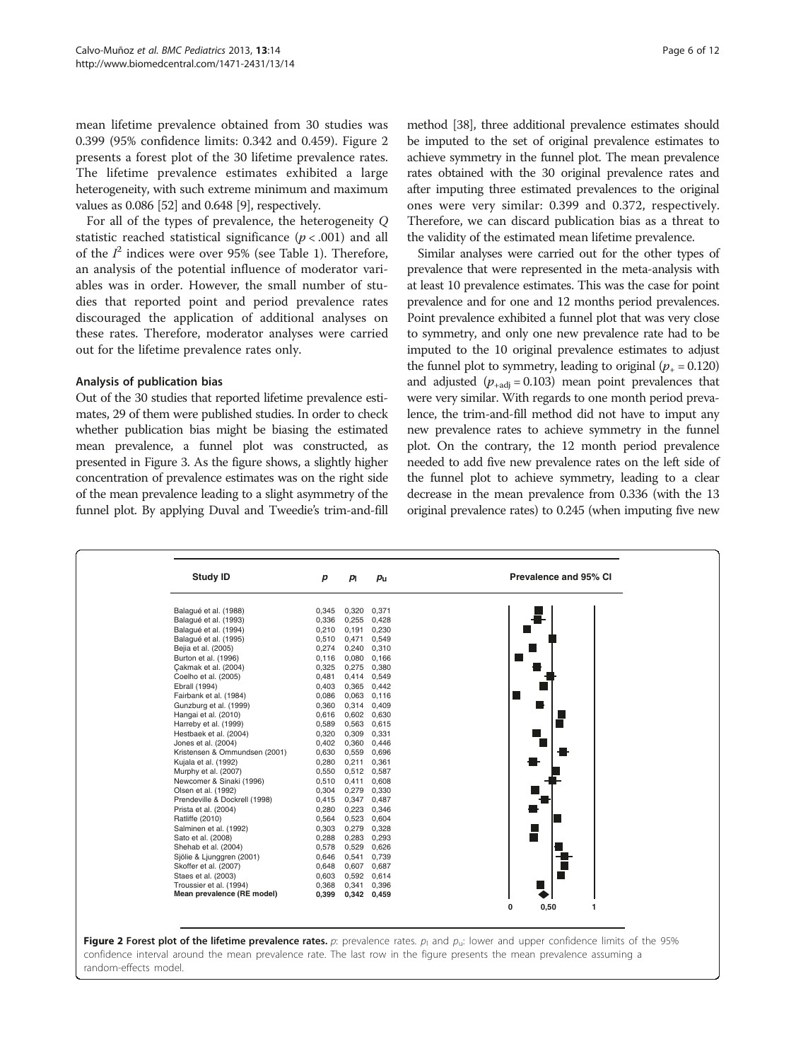mean lifetime prevalence obtained from 30 studies was 0.399 (95% confidence limits: 0.342 and 0.459). Figure 2 presents a forest plot of the 30 lifetime prevalence rates. The lifetime prevalence estimates exhibited a large heterogeneity, with such extreme minimum and maximum values as 0.086 [52] and 0.648 [9], respectively.

For all of the types of prevalence, the heterogeneity $Q$ statistic reached statistical significance ($p < .001$) and all of the $I^2$ indices were over 95% (see Table 1). Therefore, an analysis of the potential influence of moderator variables was in order. However, the small number of studies that reported point and period prevalence rates discouraged the application of additional analyses on these rates. Therefore, moderator analyses were carried out for the lifetime prevalence rates only.

### Analysis of publication bias

Out of the 30 studies that reported lifetime prevalence estimates, 29 of them were published studies. In order to check whether publication bias might be biasing the estimated mean prevalence, a funnel plot was constructed, as presented in Figure 3. As the figure shows, a slightly higher concentration of prevalence estimates was on the right side of the mean prevalence leading to a slight asymmetry of the funnel plot. By applying Duval and Tweedie's trim-and-fill method [38], three additional prevalence estimates should be imputed to the set of original prevalence estimates to achieve symmetry in the funnel plot. The mean prevalence rates obtained with the 30 original prevalence rates and after imputing three estimated prevalences to the original ones were very similar: 0.399 and 0.372, respectively. Therefore, we can discard publication bias as a threat to the validity of the estimated mean lifetime prevalence.

Similar analyses were carried out for the other types of prevalence that were represented in the meta-analysis with at least 10 prevalence estimates. This was the case for point prevalence and for one and 12 months period prevalences. Point prevalence exhibited a funnel plot that was very close to symmetry, and only one new prevalence rate had to be imputed to the 10 original prevalence estimates to adjust the funnel plot to symmetry, leading to original ($p_+ = 0.120$) and adjusted ($p_{+adj} = 0.103$) mean point prevalences that were very similar. With regards to one month period prevalence, the trim-and-fill method did not have to imput any new prevalence rates to achieve symmetry in the funnel plot. On the contrary, the 12 month period prevalence needed to add five new prevalence rates on the left side of the funnel plot to achieve symmetry, leading to a clear decrease in the mean prevalence from 0.336 (with the 13 original prevalence rates) to 0.245 (when imputing five new

| Study ID | $p$ | $p_l$ | $p_u$ |
|---|---|---|---|
| Balagué et al. (1988) | 0,345 | 0,320 | 0,371 |
| Balagué et al. (1993) | 0,336 | 0,255 | 0,428 |
| Balagué et al. (1994) | 0,210 | 0,191 | 0,230 |
| Balagué et al. (1995) | 0,510 | 0,471 | 0,549 |
| Bejia et al. (2005) | 0,274 | 0,240 | 0,310 |
| Burton et al. (1996) | 0,116 | 0,080 | 0,166 |
| Çakmak et al. (2004) | 0,325 | 0,275 | 0,380 |
| Coelho et al. (2005) | 0,481 | 0,414 | 0,549 |
| Ebrall (1994) | 0,403 | 0,365 | 0,442 |
| Fairbank et al. (1984) | 0,086 | 0,063 | 0,116 |
| Gunzburg et al. (1999) | 0,360 | 0,314 | 0,409 |
| Hangai et al. (2010) | 0,616 | 0,602 | 0,630 |
| Harreby et al. (1999) | 0,589 | 0,563 | 0,615 |
| Hestbaek et al. (2004) | 0,320 | 0,309 | 0,331 |
| Jones et al. (2004) | 0,402 | 0,360 | 0,446 |
| Kristensen & Ommundsen (2001) | 0,630 | 0,559 | 0,696 |
| Kujala et al. (1992) | 0,280 | 0,211 | 0,361 |
| Murphy et al. (2007) | 0,550 | 0,512 | 0,587 |
| Newcomer & Sinaki (1996) | 0,510 | 0,411 | 0,608 |
| Olsen et al. (1992) | 0,304 | 0,279 | 0,330 |
| Prendeville & Dockrell (1998) | 0,415 | 0,347 | 0,487 |
| Prista et al. (2004) | 0,280 | 0,223 | 0,346 |
| Ratliffe (2010) | 0,564 | 0,523 | 0,604 |
| Salminen et al. (1992) | 0,303 | 0,279 | 0,328 |
| Sato et al. (2008) | 0,288 | 0,283 | 0,293 |
| Shehab et al. (2004) | 0,578 | 0,529 | 0,626 |
| Sjölie & Ljunggren (2001) | 0,646 | 0,541 | 0,739 |
| Skoffer et al. (2007) | 0,648 | 0,607 | 0,687 |
| Staes et al. (2003) | 0,603 | 0,592 | 0,614 |
| Troussier et al. (1994) | 0,368 | 0,341 | 0,396 |
| **Mean prevalence (RE model)** | **0,399** | **0,342** | **0,459** |

**Figure 2 Forest plot of the lifetime prevalence rates.** $p$: prevalence rates. $p_l$ and $p_u$: lower and upper confidence limits of the 95% confidence interval around the mean prevalence rate. The last row in the figure presents the mean prevalence assuming a random-effects model.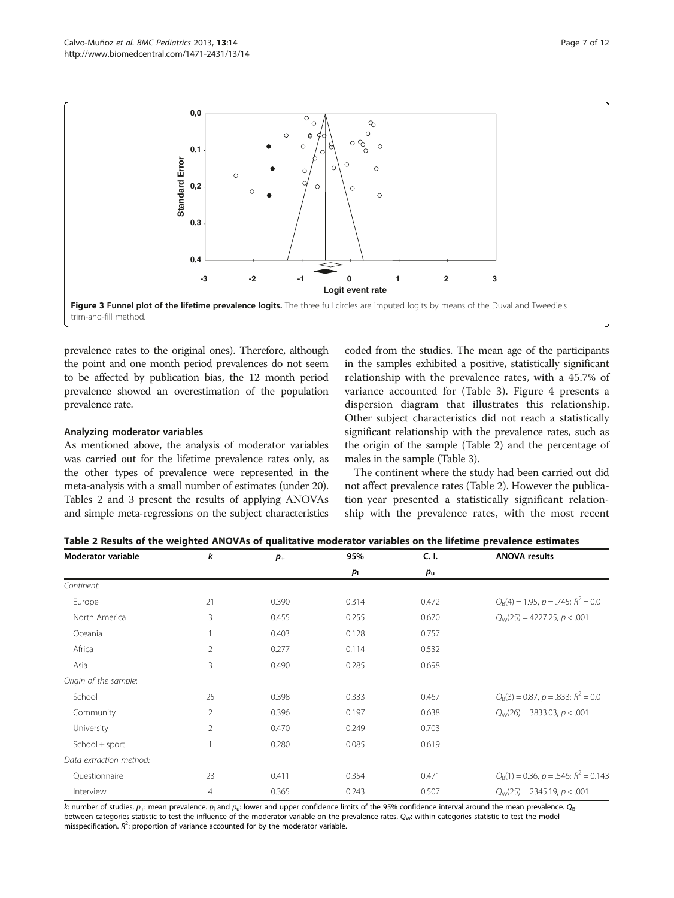Figure 3 Funnel plot of the lifetime prevalence logits. The three full circles are imputed logits by means of the Duval and Tweedie's trim-and-fill method.

prevalence rates to the original ones). Therefore, although the point and one month period prevalences do not seem to be affected by publication bias, the 12 month period prevalence showed an overestimation of the population prevalence rate.

### Analyzing moderator variables

As mentioned above, the analysis of moderator variables was carried out for the lifetime prevalence rates only, as the other types of prevalence were represented in the meta-analysis with a small number of estimates (under 20). Tables 2 and 3 present the results of applying ANOVAs and simple meta-regressions on the subject characteristics coded from the studies. The mean age of the participants in the samples exhibited a positive, statistically significant relationship with the prevalence rates, with a 45.7% of variance accounted for (Table 3). Figure 4 presents a dispersion diagram that illustrates this relationship. Other subject characteristics did not reach a statistically significant relationship with the prevalence rates, such as the origin of the sample (Table 2) and the percentage of males in the sample (Table 3).

The continent where the study had been carried out did not affect prevalence rates (Table 2). However the publication year presented a statistically significant relationship with the prevalence rates, with the most recent

**Table 2 Results of the weighted ANOVAs of qualitative moderator variables on the lifetime prevalence estimates**

| Moderator variable | $k$ | $p_+$ | 95% | C. I. | ANOVA results |
|---|---|---|---|---|---|
| | | | $p_l$ | $p_u$ | |
| *Continent:* | | | | | |
| Europe | 21 | 0.390 | 0.314 | 0.472 | $Q_B(4) = 1.95$, $p = .745$; $R^2 = 0.0$ |
| North America | 3 | 0.455 | 0.255 | 0.670 | $Q_W(25) = 4227.25$, $p < .001$ |
| Oceania | 1 | 0.403 | 0.128 | 0.757 | |
| Africa | 2 | 0.277 | 0.114 | 0.532 | |
| Asia | 3 | 0.490 | 0.285 | 0.698 | |
| *Origin of the sample:* | | | | | |
| School | 25 | 0.398 | 0.333 | 0.467 | $Q_B(3) = 0.87$, $p = .833$; $R^2 = 0.0$ |
| Community | 2 | 0.396 | 0.197 | 0.638 | $Q_W(26) = 3833.03$, $p < .001$ |
| University | 2 | 0.470 | 0.249 | 0.703 | |
| School + sport | 1 | 0.280 | 0.085 | 0.619 | |
| *Data extraction method:* | | | | | |
| Questionnaire | 23 | 0.411 | 0.354 | 0.471 | $Q_B(1) = 0.36$, $p = .546$; $R^2 = 0.143$ |
| Interview | 4 | 0.365 | 0.243 | 0.507 | $Q_W(25) = 2345.19$, $p < .001$ |

$k$: number of studies. $p_+$: mean prevalence. $p_l$ and $p_u$: lower and upper confidence limits of the 95% confidence interval around the mean prevalence. $Q_B$: between-categories statistic to test the influence of the moderator variable on the prevalence rates. $Q_W$: within-categories statistic to test the model misspecification. $R^2$: proportion of variance accounted for by the moderator variable.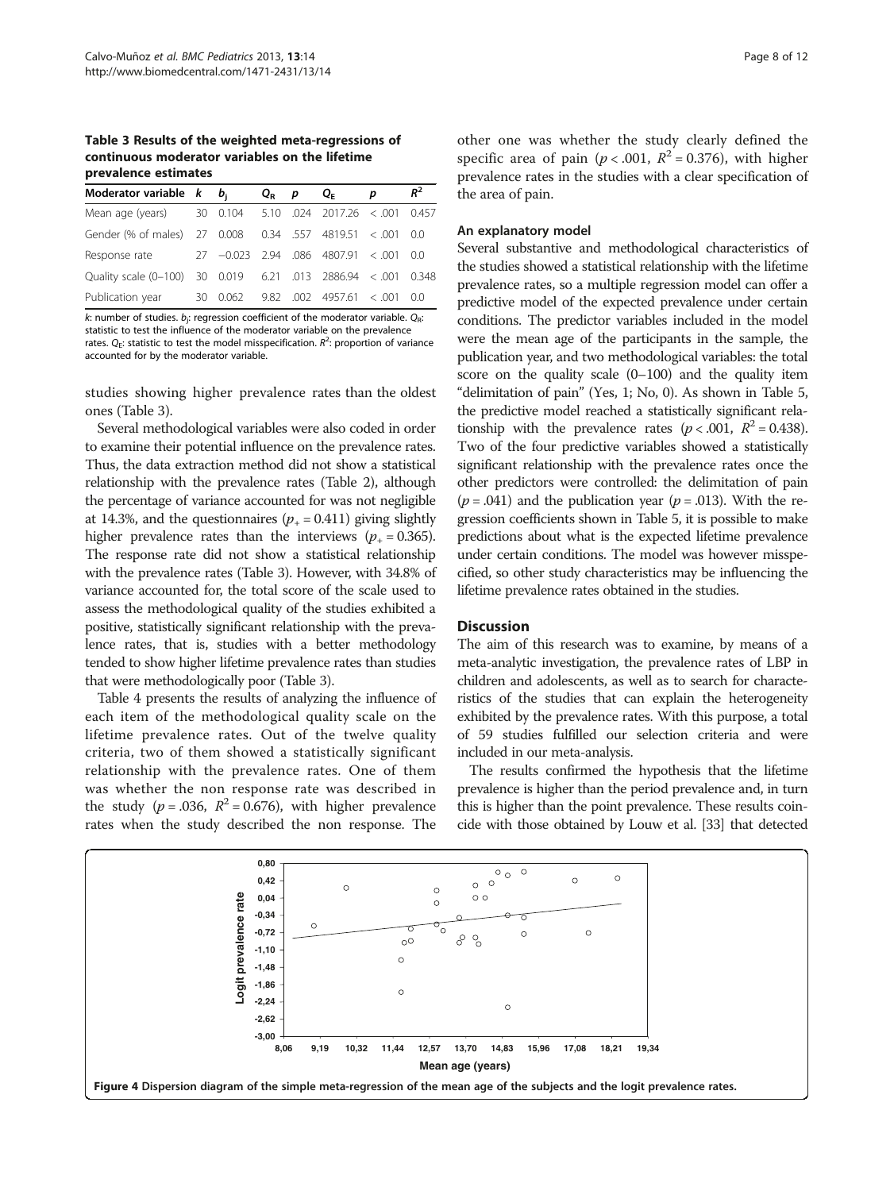**Table 3 Results of the weighted meta-regressions of continuous moderator variables on the lifetime prevalence estimates**

| Moderator variable | $k$ | $b_j$ | $Q_R$ | $p$ | $Q_E$ | $p$ | $R^2$ |
|---|---|---|---|---|---|---|---|
| Mean age (years) | 30 | 0.104 | 5.10 | .024 | 2017.26 | < .001 | 0.457 |
| Gender (% of males) | 27 | 0.008 | 0.34 | .557 | 4819.51 | < .001 | 0.0 |
| Response rate | 27 | −0.023 | 2.94 | .086 | 4807.91 | < .001 | 0.0 |
| Quality scale (0–100) | 30 | 0.019 | 6.21 | .013 | 2886.94 | < .001 | 0.348 |
| Publication year | 30 | 0.062 | 9.82 | .002 | 4957.61 | < .001 | 0.0 |

$k$: number of studies. $b_j$: regression coefficient of the moderator variable. $Q_R$: statistic to test the influence of the moderator variable on the prevalence rates. $Q_E$: statistic to test the model misspecification. $R^2$: proportion of variance accounted for by the moderator variable.

studies showing higher prevalence rates than the oldest ones (Table 3).

Several methodological variables were also coded in order to examine their potential influence on the prevalence rates. Thus, the data extraction method did not show a statistical relationship with the prevalence rates (Table 2), although the percentage of variance accounted for was not negligible at 14.3%, and the questionnaires ($p_+ = 0.411$) giving slightly higher prevalence rates than the interviews ($p_+ = 0.365$). The response rate did not show a statistical relationship with the prevalence rates (Table 3). However, with 34.8% of variance accounted for, the total score of the scale used to assess the methodological quality of the studies exhibited a positive, statistically significant relationship with the prevalence rates, that is, studies with a better methodology tended to show higher lifetime prevalence rates than studies that were methodologically poor (Table 3).

Table 4 presents the results of analyzing the influence of each item of the methodological quality scale on the lifetime prevalence rates. Out of the twelve quality criteria, two of them showed a statistically significant relationship with the prevalence rates. One of them was whether the non response rate was described in the study ($p = .036$, $R^2 = 0.676$), with higher prevalence rates when the study described the non response. The other one was whether the study clearly defined the specific area of pain ($p < .001$, $R^2 = 0.376$), with higher prevalence rates in the studies with a clear specification of the area of pain.

### An explanatory model

Several substantive and methodological characteristics of the studies showed a statistical relationship with the lifetime prevalence rates, so a multiple regression model can offer a predictive model of the expected prevalence under certain conditions. The predictor variables included in the model were the mean age of the participants in the sample, the publication year, and two methodological variables: the total score on the quality scale (0–100) and the quality item "delimitation of pain" (Yes, 1; No, 0). As shown in Table 5, the predictive model reached a statistically significant relationship with the prevalence rates ($p < .001$, $R^2 = 0.438$). Two of the four predictive variables showed a statistically significant relationship with the prevalence rates once the other predictors were controlled: the delimitation of pain ($p = .041$) and the publication year ($p = .013$). With the regression coefficients shown in Table 5, it is possible to make predictions about what is the expected lifetime prevalence under certain conditions. The model was however misspecified, so other study characteristics may be influencing the lifetime prevalence rates obtained in the studies.

## Discussion

The aim of this research was to examine, by means of a meta-analytic investigation, the prevalence rates of LBP in children and adolescents, as well as to search for characteristics of the studies that can explain the heterogeneity exhibited by the prevalence rates. With this purpose, a total of 59 studies fulfilled our selection criteria and were included in our meta-analysis.

The results confirmed the hypothesis that the lifetime prevalence is higher than the period prevalence and, in turn this is higher than the point prevalence. These results coincide with those obtained by Louw et al. [33] that detected

**Figure 4** Dispersion diagram of the simple meta-regression of the mean age of the subjects and the logit prevalence rates.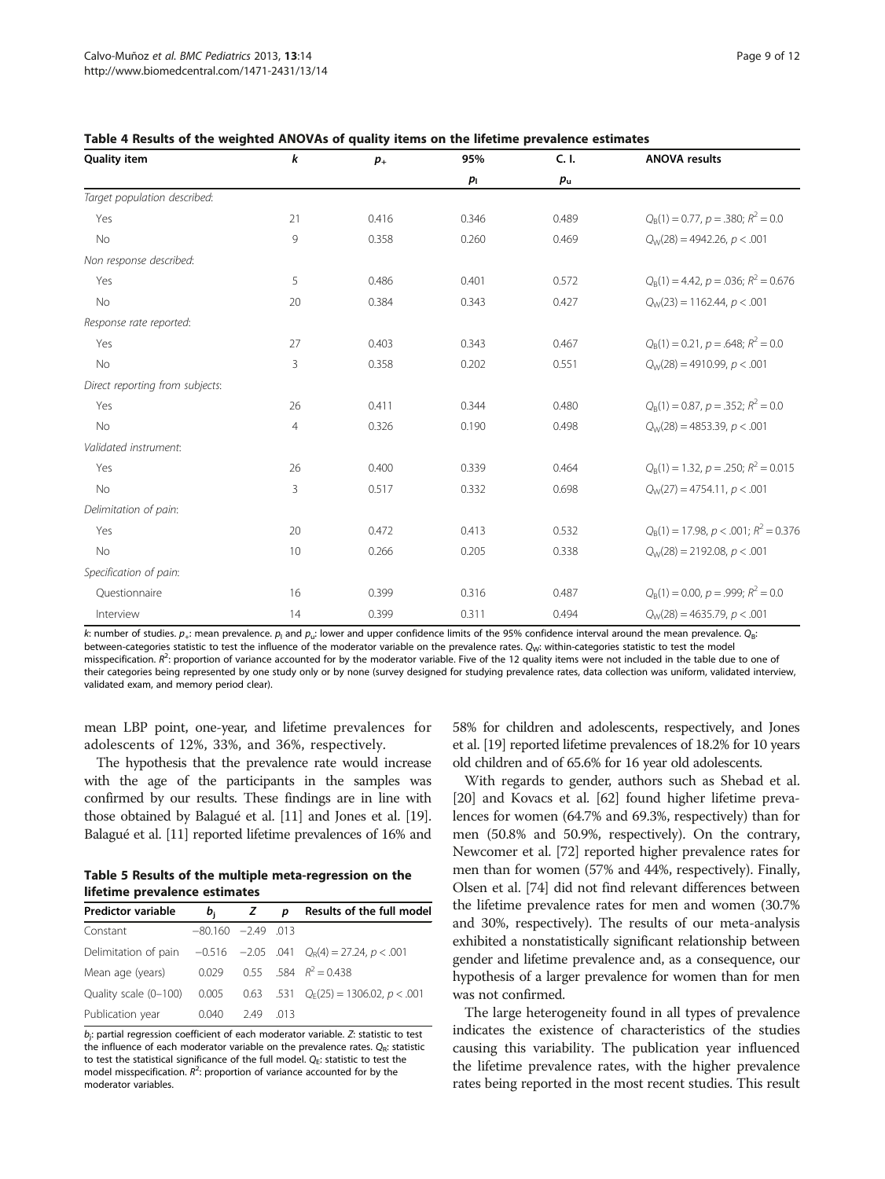**Table 4 Results of the weighted ANOVAs of quality items on the lifetime prevalence estimates**

| Quality item | $k$ | $p_+$ | 95% | C. I. | ANOVA results |
|---|---|---|---|---|---|
| | | | $p_l$ | $p_u$ | |
| *Target population described*: | | | | | |
| Yes | 21 | 0.416 | 0.346 | 0.489 | $Q_B(1) = 0.77$, $p = .380$; $R^2 = 0.0$ |
| No | 9 | 0.358 | 0.260 | 0.469 | $Q_W(28) = 4942.26$, $p < .001$ |
| *Non response described*: | | | | | |
| Yes | 5 | 0.486 | 0.401 | 0.572 | $Q_B(1) = 4.42$, $p = .036$; $R^2 = 0.676$ |
| No | 20 | 0.384 | 0.343 | 0.427 | $Q_W(23) = 1162.44$, $p < .001$ |
| *Response rate reported*: | | | | | |
| Yes | 27 | 0.403 | 0.343 | 0.467 | $Q_B(1) = 0.21$, $p = .648$; $R^2 = 0.0$ |
| No | 3 | 0.358 | 0.202 | 0.551 | $Q_W(28) = 4910.99$, $p < .001$ |
| *Direct reporting from subjects*: | | | | | |
| Yes | 26 | 0.411 | 0.344 | 0.480 | $Q_B(1) = 0.87$, $p = .352$; $R^2 = 0.0$ |
| No | 4 | 0.326 | 0.190 | 0.498 | $Q_W(28) = 4853.39$, $p < .001$ |
| *Validated instrument*: | | | | | |
| Yes | 26 | 0.400 | 0.339 | 0.464 | $Q_B(1) = 1.32$, $p = .250$; $R^2 = 0.015$ |
| No | 3 | 0.517 | 0.332 | 0.698 | $Q_W(27) = 4754.11$, $p < .001$ |
| *Delimitation of pain*: | | | | | |
| Yes | 20 | 0.472 | 0.413 | 0.532 | $Q_B(1) = 17.98$, $p < .001$; $R^2 = 0.376$ |
| No | 10 | 0.266 | 0.205 | 0.338 | $Q_W(28) = 2192.08$, $p < .001$ |
| *Specification of pain*: | | | | | |
| Questionnaire | 16 | 0.399 | 0.316 | 0.487 | $Q_B(1) = 0.00$, $p = .999$; $R^2 = 0.0$ |
| Interview | 14 | 0.399 | 0.311 | 0.494 | $Q_W(28) = 4635.79$, $p < .001$ |

$k$: number of studies. $p_+$: mean prevalence. $p_l$ and $p_u$: lower and upper confidence limits of the 95% confidence interval around the mean prevalence. $Q_B$: between-categories statistic to test the influence of the moderator variable on the prevalence rates. $Q_W$: within-categories statistic to test the model misspecification. $R^2$: proportion of variance accounted for by the moderator variable. Five of the 12 quality items were not included in the table due to one of their categories being represented by one study only or by none (survey designed for studying prevalence rates, data collection was uniform, validated interview, validated exam, and memory period clear).

mean LBP point, one-year, and lifetime prevalences for adolescents of 12%, 33%, and 36%, respectively.

The hypothesis that the prevalence rate would increase with the age of the participants in the samples was confirmed by our results. These findings are in line with those obtained by Balagué et al. [11] and Jones et al. [19]. Balagué et al. [11] reported lifetime prevalences of 16% and 58% for children and adolescents, respectively, and Jones et al. [19] reported lifetime prevalences of 18.2% for 10 years old children and of 65.6% for 16 year old adolescents.

**Table 5 Results of the multiple meta-regression on the lifetime prevalence estimates**

| Predictor variable | $b_j$ | $Z$ | $p$ | Results of the full model |
|---|---|---|---|---|
| Constant | −80.160 | −2.49 | .013 | |
| Delimitation of pain | −0.516 | −2.05 | .041 | $Q_R(4) = 27.24$, $p < .001$ |
| Mean age (years) | 0.029 | 0.55 | .584 | $R^2 = 0.438$ |
| Quality scale (0–100) | 0.005 | 0.63 | .531 | $Q_E(25) = 1306.02$, $p < .001$ |
| Publication year | 0.040 | 2.49 | .013 | |

$b_j$: partial regression coefficient of each moderator variable. $Z$: statistic to test the influence of each moderator variable on the prevalence rates. $Q_R$: statistic to test the statistical significance of the full model. $Q_E$: statistic to test the model misspecification. $R^2$: proportion of variance accounted for by the moderator variables.

With regards to gender, authors such as Shebad et al. [20] and Kovacs et al. [62] found higher lifetime prevalences for women (64.7% and 69.3%, respectively) than for men (50.8% and 50.9%, respectively). On the contrary, Newcomer et al. [72] reported higher prevalence rates for men than for women (57% and 44%, respectively). Finally, Olsen et al. [74] did not find relevant differences between the lifetime prevalence rates for men and women (30.7% and 30%, respectively). The results of our meta-analysis exhibited a nonstatistically significant relationship between gender and lifetime prevalence and, as a consequence, our hypothesis of a larger prevalence for women than for men was not confirmed.

The large heterogeneity found in all types of prevalence indicates the existence of characteristics of the studies causing this variability. The publication year influenced the lifetime prevalence rates, with the higher prevalence rates being reported in the most recent studies. This result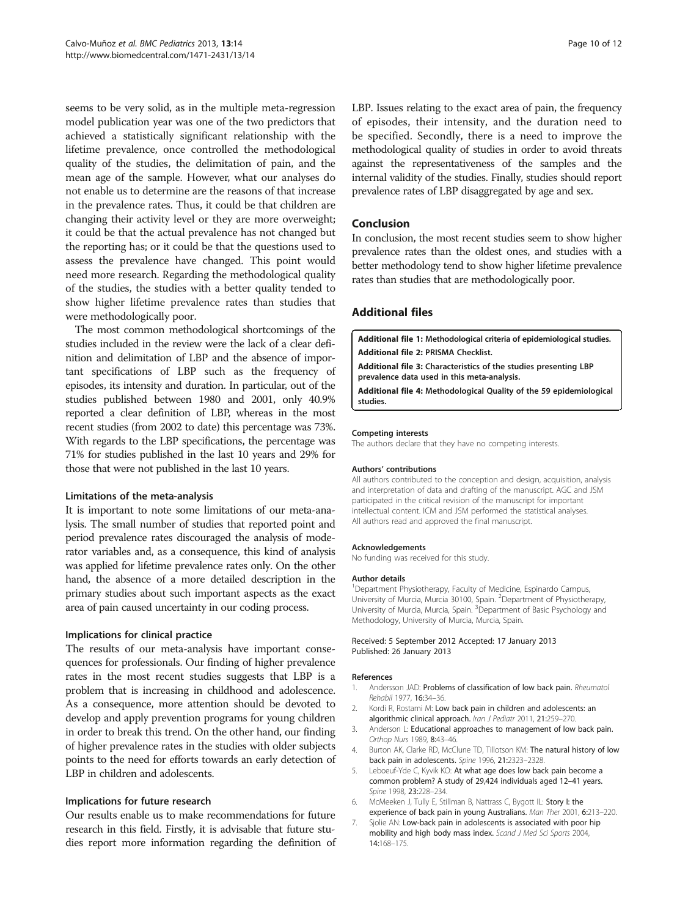seems to be very solid, as in the multiple meta-regression model publication year was one of the two predictors that achieved a statistically significant relationship with the lifetime prevalence, once controlled the methodological quality of the studies, the delimitation of pain, and the mean age of the sample. However, what our analyses do not enable us to determine are the reasons of that increase in the prevalence rates. Thus, it could be that children are changing their activity level or they are more overweight; it could be that the actual prevalence has not changed but the reporting has; or it could be that the questions used to assess the prevalence have changed. This point would need more research. Regarding the methodological quality of the studies, the studies with a better quality tended to show higher lifetime prevalence rates than studies that were methodologically poor.

The most common methodological shortcomings of the studies included in the review were the lack of a clear definition and delimitation of LBP and the absence of important specifications of LBP such as the frequency of episodes, its intensity and duration. In particular, out of the studies published between 1980 and 2001, only 40.9% reported a clear definition of LBP, whereas in the most recent studies (from 2002 to date) this percentage was 73%. With regards to the LBP specifications, the percentage was 71% for studies published in the last 10 years and 29% for those that were not published in the last 10 years.

### Limitations of the meta-analysis

It is important to note some limitations of our meta-analysis. The small number of studies that reported point and period prevalence rates discouraged the analysis of moderator variables and, as a consequence, this kind of analysis was applied for lifetime prevalence rates only. On the other hand, the absence of a more detailed description in the primary studies about such important aspects as the exact area of pain caused uncertainty in our coding process.

### Implications for clinical practice

The results of our meta-analysis have important consequences for professionals. Our finding of higher prevalence rates in the most recent studies suggests that LBP is a problem that is increasing in childhood and adolescence. As a consequence, more attention should be devoted to develop and apply prevention programs for young children in order to break this trend. On the other hand, our finding of higher prevalence rates in the studies with older subjects points to the need for efforts towards an early detection of LBP in children and adolescents.

### Implications for future research

Our results enable us to make recommendations for future research in this field. Firstly, it is advisable that future studies report more information regarding the definition of LBP. Issues relating to the exact area of pain, the frequency of episodes, their intensity, and the duration need to be specified. Secondly, there is a need to improve the methodological quality of studies in order to avoid threats against the representativeness of the samples and the internal validity of the studies. Finally, studies should report prevalence rates of LBP disaggregated by age and sex.

## Conclusion

In conclusion, the most recent studies seem to show higher prevalence rates than the oldest ones, and studies with a better methodology tend to show higher lifetime prevalence rates than studies that are methodologically poor.

## Additional files

**Additional file 1: Methodological criteria of epidemiological studies.**

**Additional file 2: PRISMA Checklist.**

**Additional file 3: Characteristics of the studies presenting LBP prevalence data used in this meta-analysis.**

**Additional file 4: Methodological Quality of the 59 epidemiological studies.**

#### Competing interests

The authors declare that they have no competing interests.

#### Authors' contributions

All authors contributed to the conception and design, acquisition, analysis and interpretation of data and drafting of the manuscript. AGC and JSM participated in the critical revision of the manuscript for important intellectual content. ICM and JSM performed the statistical analyses. All authors read and approved the final manuscript.

#### Acknowledgements

No funding was received for this study.

#### Author details

[1]Department Physiotherapy, Faculty of Medicine, Espinardo Campus, University of Murcia, Murcia 30100, Spain. [2]Department of Physiotherapy, University of Murcia, Murcia, Spain. [3]Department of Basic Psychology and Methodology, University of Murcia, Murcia, Spain.

Received: 5 September 2012 Accepted: 17 January 2013
Published: 26 January 2013

#### References

1. Andersson JAD: **Problems of classification of low back pain.** *Rheumatol Rehabil* 1977, **16:**34–36.
2. Kordi R, Rostami M: **Low back pain in children and adolescents: an algorithmic clinical approach.** *Iran J Pediatr* 2011, **21:**259–270.
3. Anderson L: **Educational approaches to management of low back pain.** *Orthop Nurs* 1989, **8:**43–46.
4. Burton AK, Clarke RD, McClune TD, Tillotson KM: **The natural history of low back pain in adolescents.** *Spine* 1996, **21:**2323–2328.
5. Leboeuf-Yde C, Kyvik KO: **At what age does low back pain become a common problem? A study of 29,424 individuals aged 12–41 years.** *Spine* 1998, **23:**228–234.
6. McMeeken J, Tully E, Stillman B, Nattrass C, Bygott IL: **Story I: the experience of back pain in young Australians.** *Man Ther* 2001, **6:**213–220.
7. Sjolie AN: **Low-back pain in adolescents is associated with poor hip mobility and high body mass index.** *Scand J Med Sci Sports* 2004, **14:**168–175.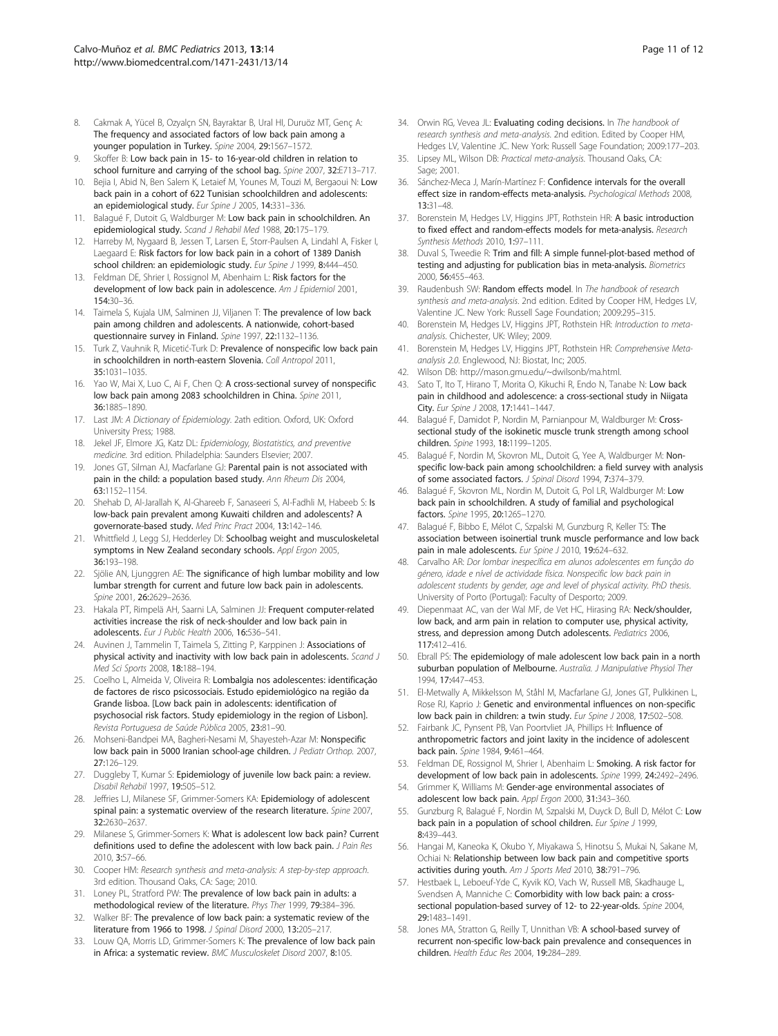8. Cakmak A, Yücel B, Ozyalçn SN, Bayraktar B, Ural HI, Duruöz MT, Genç A: **The frequency and associated factors of low back pain among a younger population in Turkey.** *Spine* 2004, **29**:1567–1572.
9. Skoffer B: **Low back pain in 15- to 16-year-old children in relation to school furniture and carrying of the school bag.** *Spine* 2007, **32**:E713–717.
10. Bejia I, Abid N, Ben Salem K, Letaief M, Younes M, Touzi M, Bergaoui N: **Low back pain in a cohort of 622 Tunisian schoolchildren and adolescents: an epidemiological study.** *Eur Spine J* 2005, **14**:331–336.
11. Balagué F, Dutoit G, Waldburger M: **Low back pain in schoolchildren. An epidemiological study.** *Scand J Rehabil Med* 1988, **20**:175–179.
12. Harreby M, Nygaard B, Jessen T, Larsen E, Storr-Paulsen A, Lindahl A, Fisker I, Laegaard E: **Risk factors for low back pain in a cohort of 1389 Danish school children: an epidemiologic study.** *Eur Spine J* 1999, **8**:444–450.
13. Feldman DE, Shrier I, Rossignol M, Abenhaim L: **Risk factors for the development of low back pain in adolescence.** *Am J Epidemiol* 2001, **154**:30–36.
14. Taimela S, Kujala UM, Salminen JJ, Viljanen T: **The prevalence of low back pain among children and adolescents. A nationwide, cohort-based questionnaire survey in Finland.** *Spine* 1997, **22**:1132–1136.
15. Turk Z, Vauhnik R, Micetić-Turk D: **Prevalence of nonspecific low back pain in schoolchildren in north-eastern Slovenia.** *Coll Antropol* 2011, **35**:1031–1035.
16. Yao W, Mai X, Luo C, Ai F, Chen Q: **A cross-sectional survey of nonspecific low back pain among 2083 schoolchildren in China.** *Spine* 2011, **36**:1885–1890.
17. Last JM: *A Dictionary of Epidemiology.* 2ath edition. Oxford, UK: Oxford University Press; 1988.
18. Jekel JF, Elmore JG, Katz DL: *Epidemiology, Biostatistics, and preventive medicine.* 3rd edition. Philadelphia: Saunders Elsevier; 2007.
19. Jones GT, Silman AJ, Macfarlane GJ: **Parental pain is not associated with pain in the child: a population based study.** *Ann Rheum Dis* 2004, **63**:1152–1154.
20. Shehab D, Al-Jarallah K, Al-Ghareeb F, Sanaseeri S, Al-Fadhli M, Habeeb S: **Is low-back pain prevalent among Kuwaiti children and adolescents? A governorate-based study.** *Med Princ Pract* 2004, **13**:142–146.
21. Whittfield J, Legg SJ, Hedderley DI: **Schoolbag weight and musculoskeletal symptoms in New Zealand secondary schools.** *Appl Ergon* 2005, **36**:193–198.
22. Sjölie AN, Ljunggren AE: **The significance of high lumbar mobility and low lumbar strength for current and future low back pain in adolescents.** *Spine* 2001, **26**:2629–2636.
23. Hakala PT, Rimpelä AH, Saarni LA, Salminen JJ: **Frequent computer-related activities increase the risk of neck-shoulder and low back pain in adolescents.** *Eur J Public Health* 2006, **16**:536–541.
24. Auvinen J, Tammelin T, Taimela S, Zitting P, Karppinen J: **Associations of physical activity and inactivity with low back pain in adolescents.** *Scand J Med Sci Sports* 2008, **18**:188–194.
25. Coelho L, Almeida V, Oliveira R: **Lombalgia nos adolescentes: identificação de factores de risco psicossociais. Estudo epidemiológico na região da Grande lisboa. [Low back pain in adolescents: identification of psychosocial risk factors. Study epidemiology in the region of Lisbon].** *Revista Portuguesa de Saúde Pública* 2005, **23**:81–90.
26. Mohseni-Bandpei MA, Bagheri-Nesami M, Shayesteh-Azar M: **Nonspecific low back pain in 5000 Iranian school-age children.** *J Pediatr Orthop.* 2007, **27**:126–129.
27. Duggleby T, Kumar S: **Epidemiology of juvenile low back pain: a review.** *Disabil Rehabil* 1997, **19**:505–512.
28. Jeffries LJ, Milanese SF, Grimmer-Somers KA: **Epidemiology of adolescent spinal pain: a systematic overview of the research literature.** *Spine* 2007, **32**:2630–2637.
29. Milanese S, Grimmer-Somers K: **What is adolescent low back pain? Current definitions used to define the adolescent with low back pain.** *J Pain Res* 2010, **3**:57–66.
30. Cooper HM: *Research synthesis and meta-analysis: A step-by-step approach.* 3rd edition. Thousand Oaks, CA: Sage; 2010.
31. Loney PL, Stratford PW: **The prevalence of low back pain in adults: a methodological review of the literature.** *Phys Ther* 1999, **79**:384–396.
32. Walker BF: **The prevalence of low back pain: a systematic review of the literature from 1966 to 1998.** *J Spinal Disord* 2000, **13**:205–217.
33. Louw QA, Morris LD, Grimmer-Somers K: **The prevalence of low back pain in Africa: a systematic review.** *BMC Musculoskelet Disord* 2007, **8**:105.
34. Orwin RG, Vevea JL: **Evaluating coding decisions.** In *The handbook of research synthesis and meta-analysis.* 2nd edition. Edited by Cooper HM, Hedges LV, Valentine JC. New York: Russell Sage Foundation; 2009:177–203.
35. Lipsey ML, Wilson DB: *Practical meta-analysis.* Thousand Oaks, CA: Sage; 2001.
36. Sánchez-Meca J, Marín-Martínez F: **Confidence intervals for the overall effect size in random-effects meta-analysis.** *Psychological Methods* 2008, **13**:31–48.
37. Borenstein M, Hedges LV, Higgins JPT, Rothstein HR: **A basic introduction to fixed effect and random-effects models for meta-analysis.** *Research Synthesis Methods* 2010, **1**:97–111.
38. Duval S, Tweedie R: **Trim and fill: A simple funnel-plot-based method of testing and adjusting for publication bias in meta-analysis.** *Biometrics* 2000, **56**:455–463.
39. Raudenbush SW: **Random effects model.** In *The handbook of research synthesis and meta-analysis.* 2nd edition. Edited by Cooper HM, Hedges LV, Valentine JC. New York: Russell Sage Foundation; 2009:295–315.
40. Borenstein M, Hedges LV, Higgins JPT, Rothstein HR: *Introduction to meta-analysis.* Chichester, UK: Wiley; 2009.
41. Borenstein M, Hedges LV, Higgins JPT, Rothstein HR: *Comprehensive Meta-analysis 2.0.* Englewood, NJ: Biostat, Inc; 2005.
42. Wilson DB: http://mason.gmu.edu/~dwilsonb/ma.html.
43. Sato T, Ito T, Hirano T, Morita O, Kikuchi R, Endo N, Tanabe N: **Low back pain in childhood and adolescence: a cross-sectional study in Niigata City.** *Eur Spine J* 2008, **17**:1441–1447.
44. Balagué F, Damidot P, Nordin M, Parnianpour M, Waldburger M: **Cross-sectional study of the isokinetic muscle trunk strength among school children.** *Spine* 1993, **18**:1199–1205.
45. Balagué F, Nordin M, Skovron ML, Dutoit G, Yee A, Waldburger M: **Non-specific low-back pain among schoolchildren: a field survey with analysis of some associated factors.** *J Spinal Disord* 1994, **7**:374–379.
46. Balagué F, Skovron ML, Nordin M, Dutoit G, Pol LR, Waldburger M: **Low back pain in schoolchildren. A study of familial and psychological factors.** *Spine* 1995, **20**:1265–1270.
47. Balagué F, Bibbo E, Mélot C, Szpalski M, Gunzburg R, Keller TS: **The association between isoinertial trunk muscle performance and low back pain in male adolescents.** *Eur Spine J* 2010, **19**:624–632.
48. Carvalho AR: *Dor lombar inespecífica em alunos adolescentes em função do género, idade e nível de actividade física. Nonspecific low back pain in adolescent students by gender, age and level of physical activity. PhD thesis.* University of Porto (Portugal): Faculty of Desporto; 2009.
49. Diepenmaat AC, van der Wal MF, de Vet HC, Hirasing RA: **Neck/shoulder, low back, and arm pain in relation to computer use, physical activity, stress, and depression among Dutch adolescents.** *Pediatrics* 2006, **117**:412–416.
50. Ebrall PS: **The epidemiology of male adolescent low back pain in a north suburban population of Melbourne.** *Australia. J Manipulative Physiol Ther* 1994, **17**:447–453.
51. El-Metwally A, Mikkelsson M, Ståhl M, Macfarlane GJ, Jones GT, Pulkkinen L, Rose RJ, Kaprio J: **Genetic and environmental influences on non-specific low back pain in children: a twin study.** *Eur Spine J* 2008, **17**:502–508.
52. Fairbank JC, Pynsent PB, Van Poortvliet JA, Phillips H: **Influence of anthropometric factors and joint laxity in the incidence of adolescent back pain.** *Spine* 1984, **9**:461–464.
53. Feldman DE, Rossignol M, Shrier I, Abenhaim L: **Smoking. A risk factor for development of low back pain in adolescents.** *Spine* 1999, **24**:2492–2496.
54. Grimmer K, Williams M: **Gender-age environmental associates of adolescent low back pain.** *Appl Ergon* 2000, **31**:343–360.
55. Gunzburg R, Balagué F, Nordin M, Szpalski M, Duyck D, Bull D, Mélot C: **Low back pain in a population of school children.** *Eur Spine J* 1999, **8**:439–443.
56. Hangai M, Kaneoka K, Okubo Y, Miyakawa S, Hinotsu S, Mukai N, Sakane M, Ochiai N: **Relationship between low back pain and competitive sports activities during youth.** *Am J Sports Med* 2010, **38**:791–796.
57. Hestbaek L, Leboeuf-Yde C, Kyvik KO, Vach W, Russell MB, Skadhauge L, Svendsen A, Manniche C: **Comorbidity with low back pain: a cross-sectional population-based survey of 12- to 22-year-olds.** *Spine* 2004, **29**:1483–1491.
58. Jones MA, Stratton G, Reilly T, Unnithan VB: **A school-based survey of recurrent non-specific low-back pain prevalence and consequences in children.** *Health Educ Res* 2004, **19**:284–289.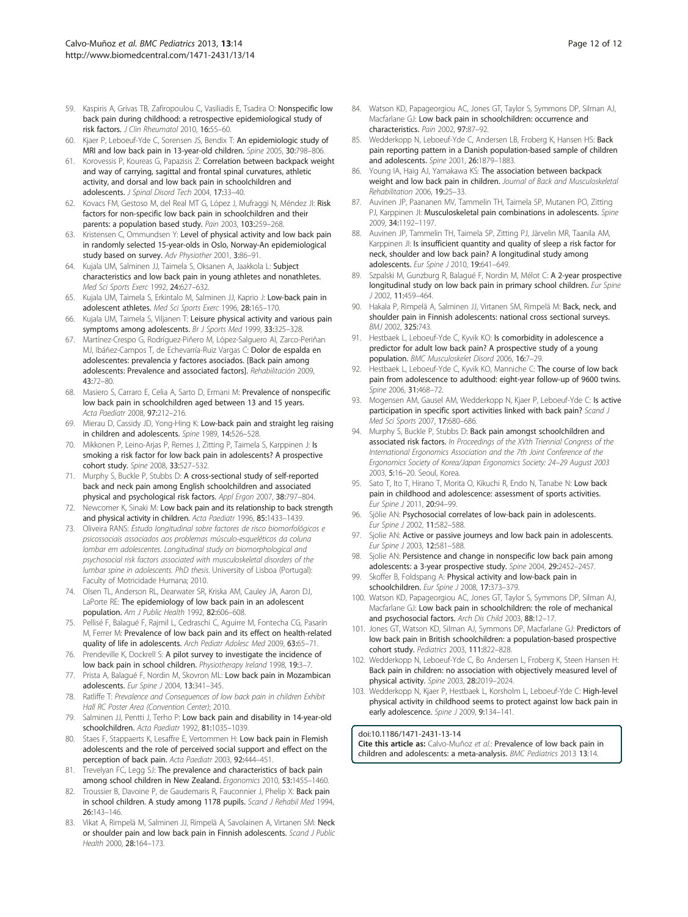59. Kaspiris A, Grivas TB, Zafiropoulou C, Vasiliadis E, Tsadira O: **Nonspecific low back pain during childhood: a retrospective epidemiological study of risk factors.** *J Clin Rheumatol* 2010, **16:**55–60.
60. Kjaer P, Leboeuf-Yde C, Sorensen JS, Bendix T: **An epidemiologic study of MRI and low back pain in 13-year-old children.** *Spine* 2005, **30:**798–806.
61. Korovessis P, Koureas G, Papazisis Z: **Correlation between backpack weight and way of carrying, sagittal and frontal spinal curvatures, athletic activity, and dorsal and low back pain in schoolchildren and adolescents.** *J Spinal Disord Tech* 2004, **17:**33–40.
62. Kovacs FM, Gestoso M, del Real MT G, López J, Mufraggi N, Méndez JI: **Risk factors for non-specific low back pain in schoolchildren and their parents: a population based study.** *Pain* 2003, **103:**259–268.
63. Kristensen C, Ommundsen Y: **Level of physical activity and low back pain in randomly selected 15-year-olds in Oslo, Norway-An epidemiological study based on survey.** *Adv Physiother* 2001, **3:**86–91.
64. Kujala UM, Salminen JJ, Taimela S, Oksanen A, Jaakkola L: **Subject characteristics and low back pain in young athletes and nonathletes.** *Med Sci Sports Exerc* 1992, **24:**627–632.
65. Kujala UM, Taimela S, Erkintalo M, Salminen JJ, Kaprio J: **Low-back pain in adolescent athletes.** *Med Sci Sports Exerc* 1996, **28:**165–170.
66. Kujala UM, Taimela S, Viljanen T: **Leisure physical activity and various pain symptoms among adolescents.** *Br J Sports Med* 1999, **33:**325–328.
67. Martínez-Crespo G, Rodríguez-Piñero M, López-Salguero AI, Zarco-Periñan MJ, Ibáñez-Campos T, de Echevarría-Ruiz Vargas C: **Dolor de espalda en adolescentes: prevalencia y factores asociados. [Back pain among adolescents: Prevalence and associated factors].** *Rehabilitación* 2009, **43:**72–80.
68. Masiero S, Carraro E, Celia A, Sarto D, Ermani M: **Prevalence of nonspecific low back pain in schoolchildren aged between 13 and 15 years.** *Acta Paediatr* 2008, **97:**212–216.
69. Mierau D, Cassidy JD, Yong-Hing K: **Low-back pain and straight leg raising in children and adolescents.** *Spine* 1989, **14:**526–528.
70. Mikkonen P, Leino-Arjas P, Remes J, Zitting P, Taimela S, Karppinen J: **Is smoking a risk factor for low back pain in adolescents? A prospective cohort study.** *Spine* 2008, **33:**527–532.
71. Murphy S, Buckle P, Stubbs D: **A cross-sectional study of self-reported back and neck pain among English schoolchildren and associated physical and psychological risk factors.** *Appl Ergon* 2007, **38:**797–804.
72. Newcomer K, Sinaki M: **Low back pain and its relationship to back strength and physical activity in children.** *Acta Paediatr* 1996, **85:**1433–1439.
73. Oliveira RANS: *Estudo longitudinal sobre factores de risco biomorfológicos e psicossociais associados aos problemas músculo-esqueléticos da coluna lombar em adolescentes. Longitudinal study on biomorphological and psychosocial risk factors associated with musculoskeletal disorders of the lumbar spine in adolescents. PhD thesis*. University of Lisboa (Portugal): Faculty of Motricidade Humana; 2010.
74. Olsen TL, Anderson RL, Dearwater SR, Kriska AM, Cauley JA, Aaron DJ, LaPorte RE: **The epidemiology of low back pain in an adolescent population.** *Am J Public Health* 1992, **82:**606–608.
75. Pellisé F, Balagué F, Rajmil L, Cedraschi C, Aguirre M, Fontecha CG, Pasarín M, Ferrer M: **Prevalence of low back pain and its effect on health-related quality of life in adolescents.** *Arch Pediatr Adolesc Med* 2009, **63:**65–71.
76. Prendeville K, Dockrell S: **A pilot survey to investigate the incidence of low back pain in school children.** *Physiotherapy Ireland* 1998, **19:**3–7.
77. Prista A, Balagué F, Nordin M, Skovron ML: **Low back pain in Mozambican adolescents.** *Eur Spine J* 2004, **13:**341–345.
78. Ratliffe T: *Prevalence and Consequences of low back pain in children Exhibit Hall RC Poster Area (Convention Center)*; 2010.
79. Salminen JJ, Pentti J, Terho P: **Low back pain and disability in 14-year-old schoolchildren.** *Acta Paediatr* 1992, **81:**1035–1039.
80. Staes F, Stappaerts K, Lesaffre E, Vertommen H: **Low back pain in Flemish adolescents and the role of perceived social support and effect on the perception of back pain.** *Acta Paediatr* 2003, **92:**444–451.
81. Trevelyan FC, Legg SJ: **The prevalence and characteristics of back pain among school children in New Zealand.** *Ergonomics* 2010, **53:**1455–1460.
82. Troussier B, Davoine P, de Gaudemaris R, Fauconnier J, Phelip X: **Back pain in school children. A study among 1178 pupils.** *Scand J Rehabil Med* 1994, **26:**143–146.
83. Vikat A, Rimpelä M, Salminen JJ, Rimpelä A, Savolainen A, Virtanen SM: **Neck or shoulder pain and low back pain in Finnish adolescents.** *Scand J Public Health* 2000, **28:**164–173.
84. Watson KD, Papageorgiou AC, Jones GT, Taylor S, Symmons DP, Silman AJ, Macfarlane GJ: **Low back pain in schoolchildren: occurrence and characteristics.** *Pain* 2002, **97:**87–92.
85. Wedderkopp N, Leboeuf-Yde C, Andersen LB, Froberg K, Hansen HS: **Back pain reporting pattern in a Danish population-based sample of children and adolescents.** *Spine* 2001, **26:**1879–1883.
86. Young IA, Haig AJ, Yamakawa KS: **The association between backpack weight and low back pain in children.** *Journal of Back and Musculoskeletal Rehabilitation* 2006, **19:**25–33.
87. Auvinen JP, Paananen MV, Tammelin TH, Taimela SP, Mutanen PO, Zitting PJ, Karppinen JI: **Musculoskeletal pain combinations in adolescents.** *Spine* 2009, **34:**1192–1197.
88. Auvinen JP, Tammelin TH, Taimela SP, Zitting PJ, Järvelin MR, Taanila AM, Karppinen JI: **Is insufficient quantity and quality of sleep a risk factor for neck, shoulder and low back pain? A longitudinal study among adolescents.** *Eur Spine J* 2010, **19:**641–649.
89. Szpalski M, Gunzburg R, Balagué F, Nordin M, Mélot C: **A 2-year prospective longitudinal study on low back pain in primary school children.** *Eur Spine J* 2002, **11:**459–464.
90. Hakala P, Rimpelä A, Salminen JJ, Virtanen SM, Rimpelä M: **Back, neck, and shoulder pain in Finnish adolescents: national cross sectional surveys.** *BMJ* 2002, **325:**743.
91. Hestbaek L, Leboeuf-Yde C, Kyvik KO: **Is comorbidity in adolescence a predictor for adult low back pain? A prospective study of a young population.** *BMC Musculoskelet Disord* 2006, **16:**7–29.
92. Hestbaek L, Leboeuf-Yde C, Kyvik KO, Manniche C: **The course of low back pain from adolescence to adulthood: eight-year follow-up of 9600 twins.** *Spine* 2006, **31:**468–72.
93. Mogensen AM, Gausel AM, Wedderkopp N, Kjaer P, Leboeuf-Yde C: **Is active participation in specific sport activities linked with back pain?** *Scand J Med Sci Sports* 2007, **17:**680–686.
94. Murphy S, Buckle P, Stubbs D: **Back pain amongst schoolchildren and associated risk factors.** *In Proceedings of the XVth Triennial Congress of the International Ergonomics Association and the 7th Joint Conference of the Ergonomics Society of Korea/Japan Ergonomics Society: 24–29 August 2003* 2003, **5:**16–20. Seoul, Korea.
95. Sato T, Ito T, Hirano T, Morita O, Kikuchi R, Endo N, Tanabe N: **Low back pain in childhood and adolescence: assessment of sports activities.** *Eur Spine J* 2011, **20:**94–99.
96. Sjölie AN: **Psychosocial correlates of low-back pain in adolescents.** *Eur Spine J* 2002, **11:**582–588.
97. Sjolie AN: **Active or passive journeys and low back pain in adolescents.** *Eur Spine J* 2003, **12:**581–588.
98. Sjolie AN: **Persistence and change in nonspecific low back pain among adolescents: a 3-year prospective study.** *Spine* 2004, **29:**2452–2457.
99. Skoffer B, Foldspang A: **Physical activity and low-back pain in schoolchildren.** *Eur Spine J* 2008, **17:**373–379.
100. Watson KD, Papageorgiou AC, Jones GT, Taylor S, Symmons DP, Silman AJ, Macfarlane GJ: **Low back pain in schoolchildren: the role of mechanical and psychosocial factors.** *Arch Dis Child* 2003, **88:**12–17.
101. Jones GT, Watson KD, Silman AJ, Symmons DP, Macfarlane GJ: **Predictors of low back pain in British schoolchildren: a population-based prospective cohort study.** *Pediatrics* 2003, **111:**822–828.
102. Wedderkopp N, Leboeuf-Yde C, Bo Andersen L, Froberg K, Steen Hansen H: **Back pain in children: no association with objectively measured level of physical activity.** *Spine* 2003, **28:**2019–2024.
103. Wedderkopp N, Kjaer P, Hestbaek L, Korsholm L, Leboeuf-Yde C: **High-level physical activity in childhood seems to protect against low back pain in early adolescence.** *Spine J* 2009, **9:**134–141.

doi:10.1186/1471-2431-13-14

**Cite this article as:** Calvo-Muñoz *et al.*: Prevalence of low back pain in children and adolescents: a meta-analysis. *BMC Pediatrics* 2013 **13**:14.